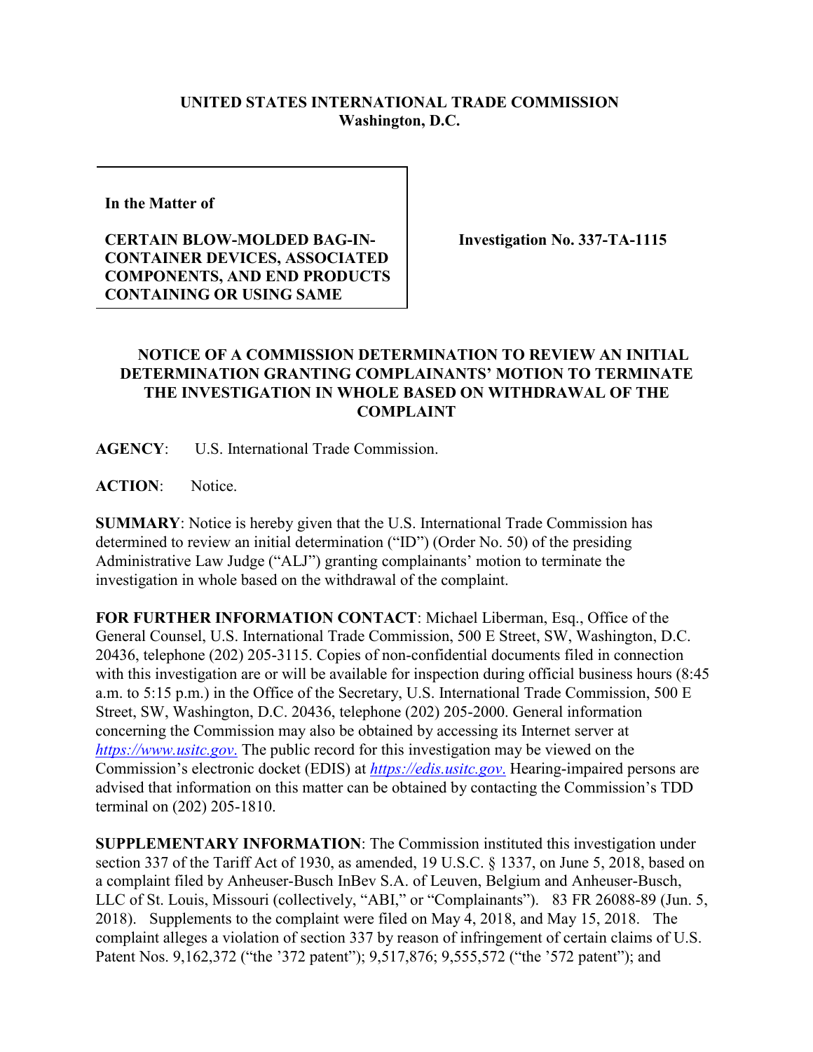**UNITED STATES INTERNATIONAL TRADE COMMISSION**
**Washington, D.C.**

| In the Matter of<br><br>**CERTAIN BLOW-MOLDED BAG-IN-CONTAINER DEVICES, ASSOCIATED COMPONENTS, AND END PRODUCTS CONTAINING OR USING SAME** | **Investigation No. 337-TA-1115** |
|---|---|

## NOTICE OF A COMMISSION DETERMINATION TO REVIEW AN INITIAL DETERMINATION GRANTING COMPLAINANTS' MOTION TO TERMINATE THE INVESTIGATION IN WHOLE BASED ON WITHDRAWAL OF THE COMPLAINT

**AGENCY**: U.S. International Trade Commission.

**ACTION**: Notice.

**SUMMARY**: Notice is hereby given that the U.S. International Trade Commission has determined to review an initial determination ("ID") (Order No. 50) of the presiding Administrative Law Judge ("ALJ") granting complainants' motion to terminate the investigation in whole based on the withdrawal of the complaint.

**FOR FURTHER INFORMATION CONTACT**: Michael Liberman, Esq., Office of the General Counsel, U.S. International Trade Commission, 500 E Street, SW, Washington, D.C. 20436, telephone (202) 205-3115. Copies of non-confidential documents filed in connection with this investigation are or will be available for inspection during official business hours (8:45 a.m. to 5:15 p.m.) in the Office of the Secretary, U.S. International Trade Commission, 500 E Street, SW, Washington, D.C. 20436, telephone (202) 205-2000. General information concerning the Commission may also be obtained by accessing its Internet server at *https://www.usitc.gov.* The public record for this investigation may be viewed on the Commission's electronic docket (EDIS) at *https://edis.usitc.gov.* Hearing-impaired persons are advised that information on this matter can be obtained by contacting the Commission's TDD terminal on (202) 205-1810.

**SUPPLEMENTARY INFORMATION**: The Commission instituted this investigation under section 337 of the Tariff Act of 1930, as amended, 19 U.S.C. § 1337, on June 5, 2018, based on a complaint filed by Anheuser-Busch InBev S.A. of Leuven, Belgium and Anheuser-Busch, LLC of St. Louis, Missouri (collectively, "ABI," or "Complainants"). 83 FR 26088-89 (Jun. 5, 2018). Supplements to the complaint were filed on May 4, 2018, and May 15, 2018. The complaint alleges a violation of section 337 by reason of infringement of certain claims of U.S. Patent Nos. 9,162,372 ("the '372 patent"); 9,517,876; 9,555,572 ("the '572 patent"); and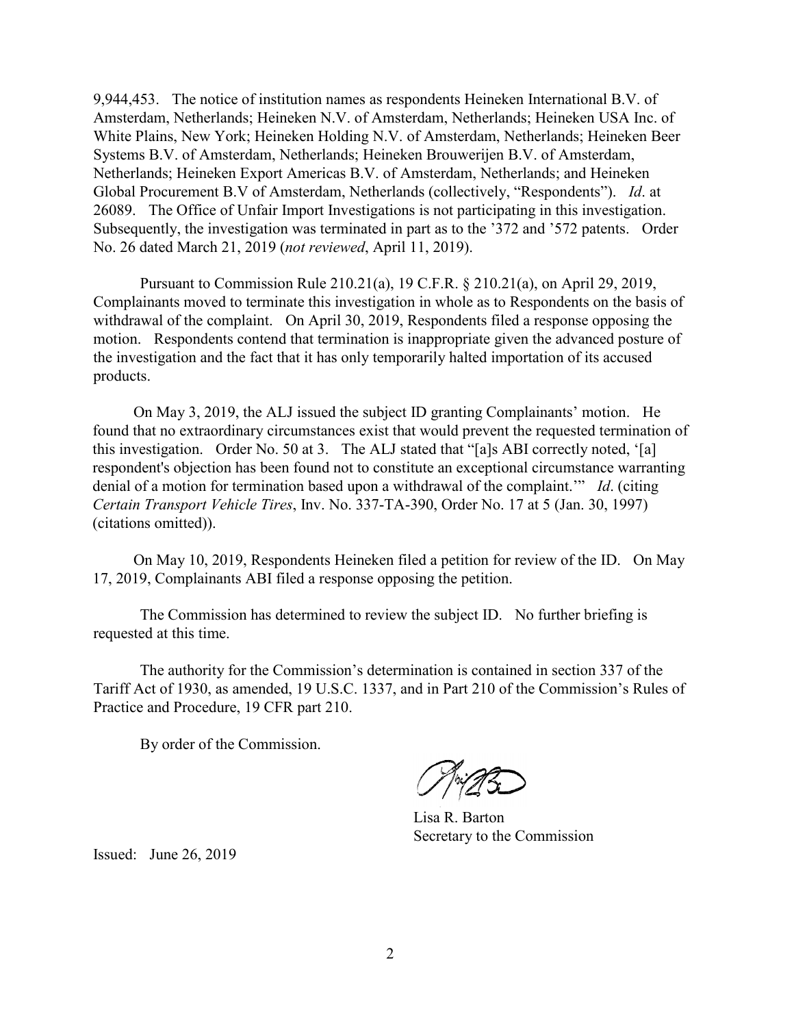9,944,453. The notice of institution names as respondents Heineken International B.V. of Amsterdam, Netherlands; Heineken N.V. of Amsterdam, Netherlands; Heineken USA Inc. of White Plains, New York; Heineken Holding N.V. of Amsterdam, Netherlands; Heineken Beer Systems B.V. of Amsterdam, Netherlands; Heineken Brouwerijen B.V. of Amsterdam, Netherlands; Heineken Export Americas B.V. of Amsterdam, Netherlands; and Heineken Global Procurement B.V of Amsterdam, Netherlands (collectively, "Respondents"). *Id*. at 26089. The Office of Unfair Import Investigations is not participating in this investigation. Subsequently, the investigation was terminated in part as to the '372 and '572 patents. Order No. 26 dated March 21, 2019 (*not reviewed*, April 11, 2019).

Pursuant to Commission Rule 210.21(a), 19 C.F.R. § 210.21(a), on April 29, 2019, Complainants moved to terminate this investigation in whole as to Respondents on the basis of withdrawal of the complaint. On April 30, 2019, Respondents filed a response opposing the motion. Respondents contend that termination is inappropriate given the advanced posture of the investigation and the fact that it has only temporarily halted importation of its accused products.

On May 3, 2019, the ALJ issued the subject ID granting Complainants' motion. He found that no extraordinary circumstances exist that would prevent the requested termination of this investigation. Order No. 50 at 3. The ALJ stated that "[a]s ABI correctly noted, '[a] respondent's objection has been found not to constitute an exceptional circumstance warranting denial of a motion for termination based upon a withdrawal of the complaint.'" *Id*. (citing *Certain Transport Vehicle Tires*, Inv. No. 337-TA-390, Order No. 17 at 5 (Jan. 30, 1997) (citations omitted)).

On May 10, 2019, Respondents Heineken filed a petition for review of the ID. On May 17, 2019, Complainants ABI filed a response opposing the petition.

The Commission has determined to review the subject ID. No further briefing is requested at this time.

The authority for the Commission's determination is contained in section 337 of the Tariff Act of 1930, as amended, 19 U.S.C. 1337, and in Part 210 of the Commission's Rules of Practice and Procedure, 19 CFR part 210.

By order of the Commission.

Lisa R. Barton
Secretary to the Commission

Issued: June 26, 2019